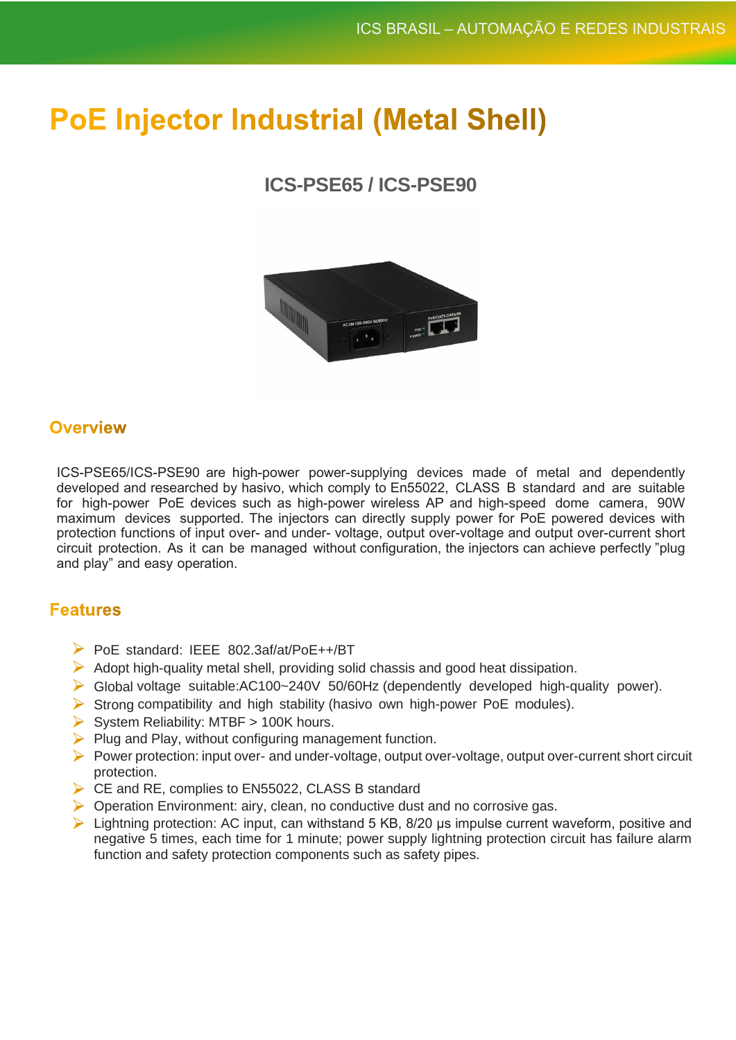# PoE Injector Industrial (Metal Shell)

## ICS-PSE65 / ICS-PSE90

## Overview

ICS-PSE65/ICS-PSE90 are high-power power-supplying devices made of metal and dependently developed and researched by hasivo, which comply to En55022, CLASS B standard and are suitable for high-power PoE devices such as high-power wireless AP and high-speed dome camera, 90W maximum devices supported. The injectors can directly supply power for PoE powered devices with protection functions of input over- and under- voltage, output over-voltage and output over-current short circuit protection. As it can be managed without configuration, the injectors can achieve perfectly "plug and play" and easy operation.

## Features

- PoE standard: IEEE 802.3af/at/PoE++/BT
- Adopt high-quality metal shell, providing solid chassis and good heat dissipation.
- Global voltage suitable:AC100~240V 50/60Hz (dependently developed high-quality power).
- Strong compatibility and high stability (hasivo own high-power PoE modules).
- System Reliability: MTBF > 100K hours.
- Plug and Play, without configuring management function.
- Power protection: input over- and under-voltage, output over-voltage, output over-current short circuit protection.
- CE and RE, complies to EN55022, CLASS B standard
- Operation Environment: airy, clean, no conductive dust and no corrosive gas.
- Lightning protection: AC input, can withstand 5 KB, 8/20 µs impulse current waveform, positive and negative 5 times, each time for 1 minute; power supply lightning protection circuit has failure alarm function and safety protection components such as safety pipes.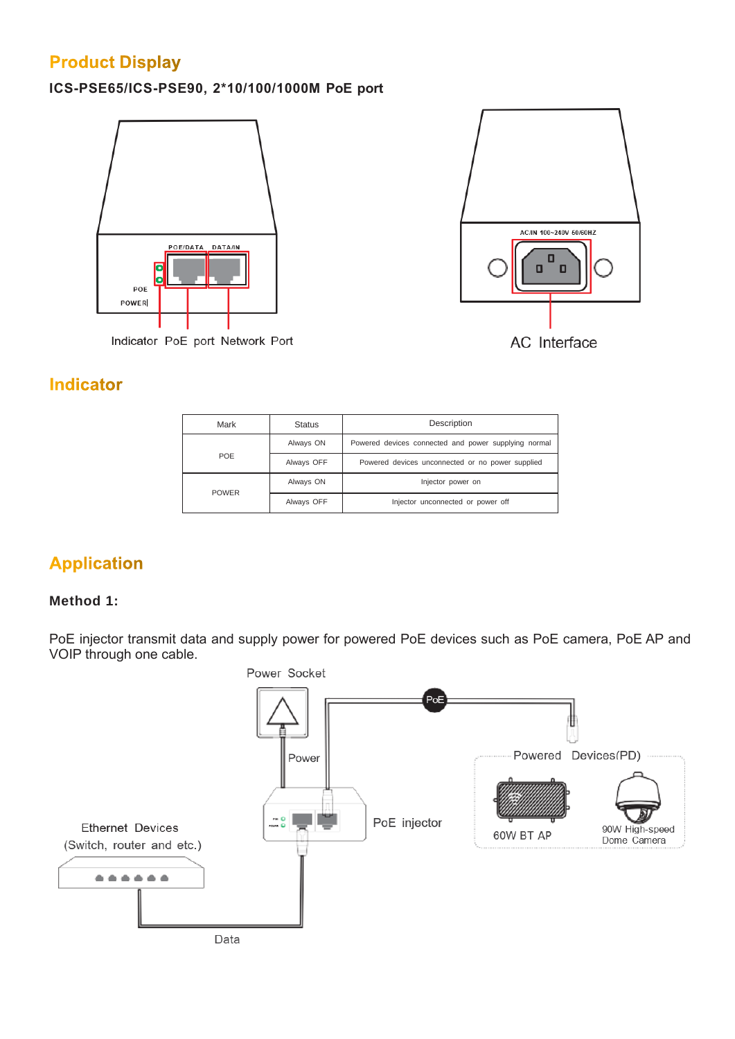## Product Display

**ICS-PSE65/ICS-PSE90, 2*10/100/1000M PoE port**

POE/DATA DATA/IN

POE

POWER

Indicator PoE port Network Port

AC/IN 100~240V 50/60HZ

AC Interface

## Indicator

| Mark | Status | Description |
|---|---|---|
| POE | Always ON | Powered devices connected and power supplying normal |
| | Always OFF | Powered devices unconnected or no power supplied |
| POWER | Always ON | Injector power on |
| | Always OFF | Injector unconnected or power off |

## Application

**Method 1:**

PoE injector transmit data and supply power for powered PoE devices such as PoE camera, PoE AP and VOIP through one cable.

Power Socket

PoE

Power

Powered Devices(PD)

PoE injector

60W BT AP

90W High-speed Dome Camera

Ethernet Devices (Switch, router and etc.)

Data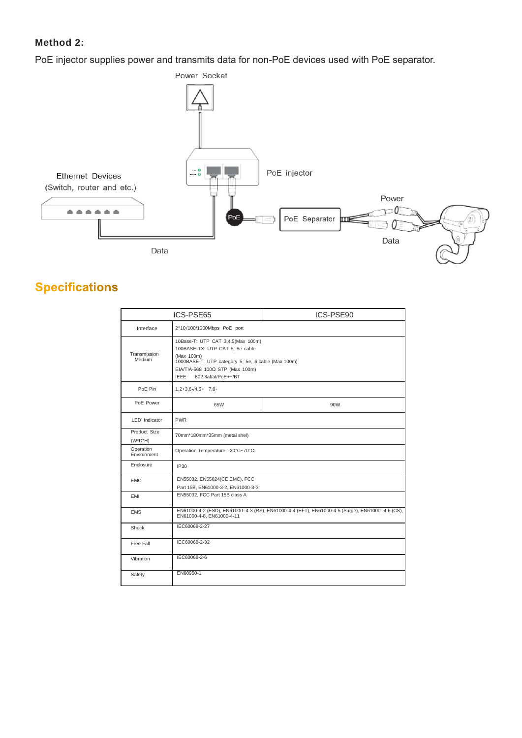**Method 2:**

PoE injector supplies power and transmits data for non-PoE devices used with PoE separator.

Power Socket

Ethernet Devices
(Switch, router and etc.)

PoE injector

PoE

PoE Separator

Power

Data

Data

## Specifications

| | ICS-PSE65 | ICS-PSE90 |
|---|---|---|
| Interface | 2*10/100/1000Mbps PoE port | |
| Transmission Medium | 10Base-T: UTP CAT 3,4,5(Max 100m)<br>100BASE-TX: UTP CAT 5, 5e cable (Max 100m)<br>1000BASE-T: UTP category 5, 5e, 6 cable (Max 100m)<br>EIA/TIA-568 100Ω STP (Max 100m)<br>IEEE 802.3af/at/PoE++/BT | |
| PoE Pin | 1,2+3,6-/4,5+ 7,8- | |
| PoE Power | 65W | 90W |
| LED Indicator | PWR | |
| Product Size (W*D*H) | 70mm*180mm*35mm (metal shel) | |
| Operation Environment | Operation Temperature: -20°C~70°C | |
| Enclosure | IP30 | |
| EMC | EN55032, EN55024(CE EMC), FCC Part 15B, EN61000-3-2, EN61000-3-3 | |
| EMI | EN55032, FCC Part 15B class A | |
| EMS | EN61000-4-2 (ESD), EN61000- 4-3 (RS), EN61000-4-4 (EFT), EN61000-4-5 (Surge), EN61000- 4-6 (CS), EN61000-4-8, EN61000-4-11 | |
| Shock | IEC60068-2-27 | |
| Free Fall | IEC60068-2-32 | |
| Vibration | IEC60068-2-6 | |
| Safety | EN60950-1 | |